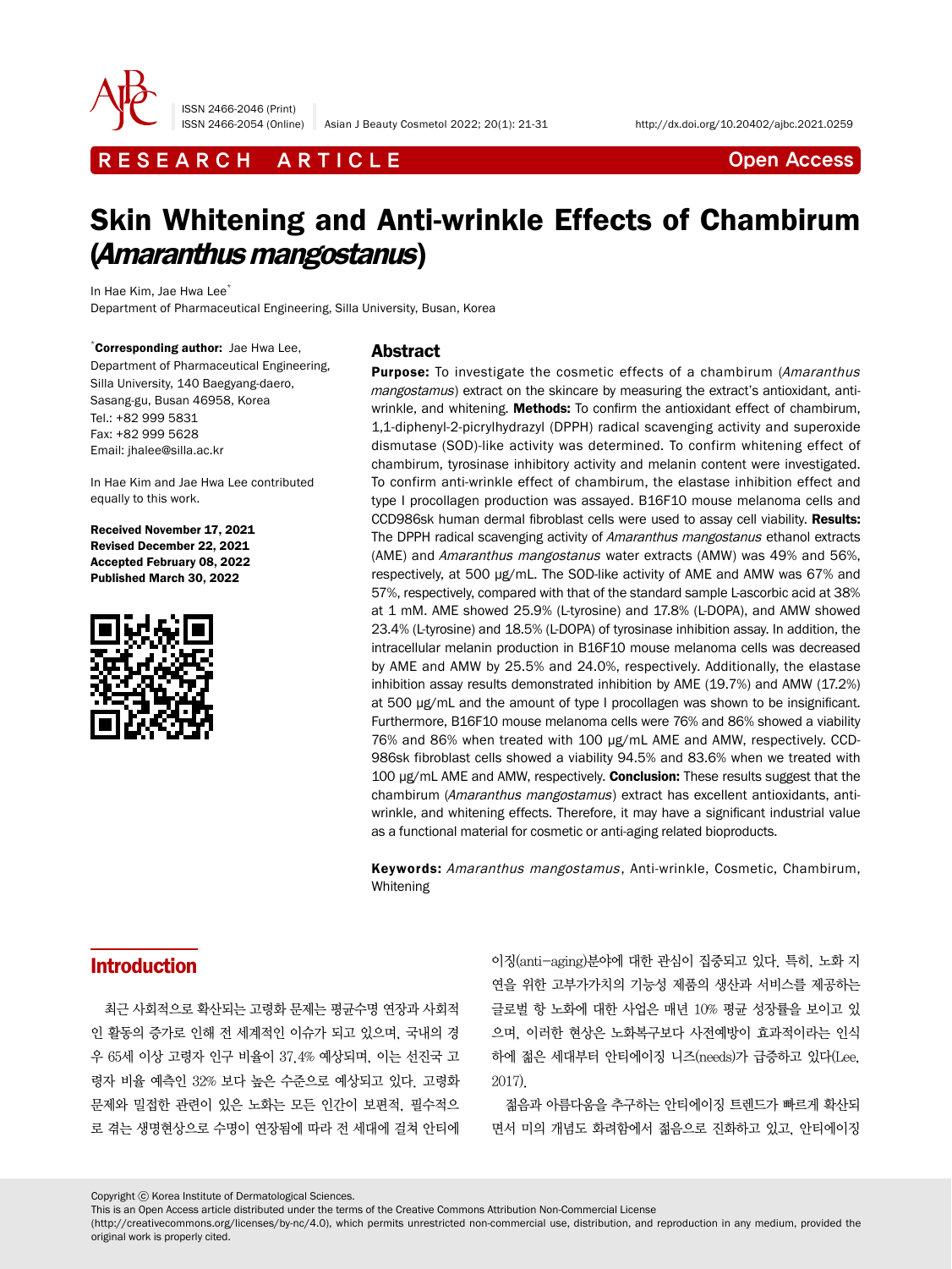RESEARCH ARTICLE

Open Access

# Skin Whitening and Anti-wrinkle Effects of Chambirum (*Amaranthus mangostanus*)

In Hae Kim, Jae Hwa Lee*

Department of Pharmaceutical Engineering, Silla University, Busan, Korea

*Corresponding author: Jae Hwa Lee, Department of Pharmaceutical Engineering, Silla University, 140 Baegyang-daero, Sasang-gu, Busan 46958, Korea
Tel.: +82 999 5831
Fax: +82 999 5628
Email: jhalee@silla.ac.kr

In Hae Kim and Jae Hwa Lee contributed equally to this work.

**Received November 17, 2021**
**Revised December 22, 2021**
**Accepted February 08, 2022**
**Published March 30, 2022**

## Abstract

**Purpose:** To investigate the cosmetic effects of a chambirum (*Amaranthus mangostamus*) extract on the skincare by measuring the extract's antioxidant, anti-wrinkle, and whitening. **Methods:** To confirm the antioxidant effect of chambirum, 1,1-diphenyl-2-picrylhydrazyl (DPPH) radical scavenging activity and superoxide dismutase (SOD)-like activity was determined. To confirm whitening effect of chambirum, tyrosinase inhibitory activity and melanin content were investigated. To confirm anti-wrinkle effect of chambirum, the elastase inhibition effect and type I procollagen production was assayed. B16F10 mouse melanoma cells and CCD986sk human dermal fibroblast cells were used to assay cell viability. **Results:** The DPPH radical scavenging activity of *Amaranthus mangostanus* ethanol extracts (AME) and *Amaranthus mangostanus* water extracts (AMW) was 49% and 56%, respectively, at 500 μg/mL. The SOD-like activity of AME and AMW was 67% and 57%, respectively, compared with that of the standard sample L-ascorbic acid at 38% at 1 mM. AME showed 25.9% (L-tyrosine) and 17.8% (L-DOPA), and AMW showed 23.4% (L-tyrosine) and 18.5% (L-DOPA) of tyrosinase inhibition assay. In addition, the intracellular melanin production in B16F10 mouse melanoma cells was decreased by AME and AMW by 25.5% and 24.0%, respectively. Additionally, the elastase inhibition assay results demonstrated inhibition by AME (19.7%) and AMW (17.2%) at 500 μg/mL and the amount of type I procollagen was shown to be insignificant. Furthermore, B16F10 mouse melanoma cells were 76% and 86% showed a viability 76% and 86% when treated with 100 μg/mL AME and AMW, respectively. CCD-986sk fibroblast cells showed a viability 94.5% and 83.6% when we treated with 100 μg/mL AME and AMW, respectively. **Conclusion:** These results suggest that the chambirum (*Amaranthus mangostamus*) extract has excellent antioxidants, anti-wrinkle, and whitening effects. Therefore, it may have a significant industrial value as a functional material for cosmetic or anti-aging related bioproducts.

**Keywords:** *Amaranthus mangostamus*, Anti-wrinkle, Cosmetic, Chambirum, Whitening

## Introduction

최근 사회적으로 확산되는 고령화 문제는 평균수명 연장과 사회적인 활동의 증가로 인해 전 세계적인 이슈가 되고 있으며, 국내의 경우 65세 이상 고령자 인구 비율이 37.4% 예상되며, 이는 선진국 고령자 비율 예측인 32% 보다 높은 수준으로 예상되고 있다. 고령화 문제와 밀접한 관련이 있는 노화는 모든 인간이 보편적, 필수적으로 겪는 생명현상으로 수명이 연장됨에 따라 전 세대에 걸쳐 안티에이징(anti-aging)분야에 대한 관심이 집중되고 있다. 특히, 노화 지연을 위한 고부가가치의 기능성 제품의 생산과 서비스를 제공하는 글로벌 항 노화에 대한 사업은 매년 10% 평균 성장률을 보이고 있으며, 이러한 현상은 노화복구보다 사전예방이 효과적이라는 인식하에 젊은 세대부터 안티에이징 니즈(needs)가 급증하고 있다(Lee, 2017).

젊음과 아름다움을 추구하는 안티에이징 트렌드가 빠르게 확산되면서 미의 개념도 화려함에서 젊음으로 진화하고 있고, 안티에이징

Copyright ⓒ Korea Institute of Dermatological Sciences.
This is an Open Access article distributed under the terms of the Creative Commons Attribution Non-Commercial License (http://creativecommons.org/licenses/by-nc/4.0), which permits unrestricted non-commercial use, distribution, and reproduction in any medium, provided the original work is properly cited.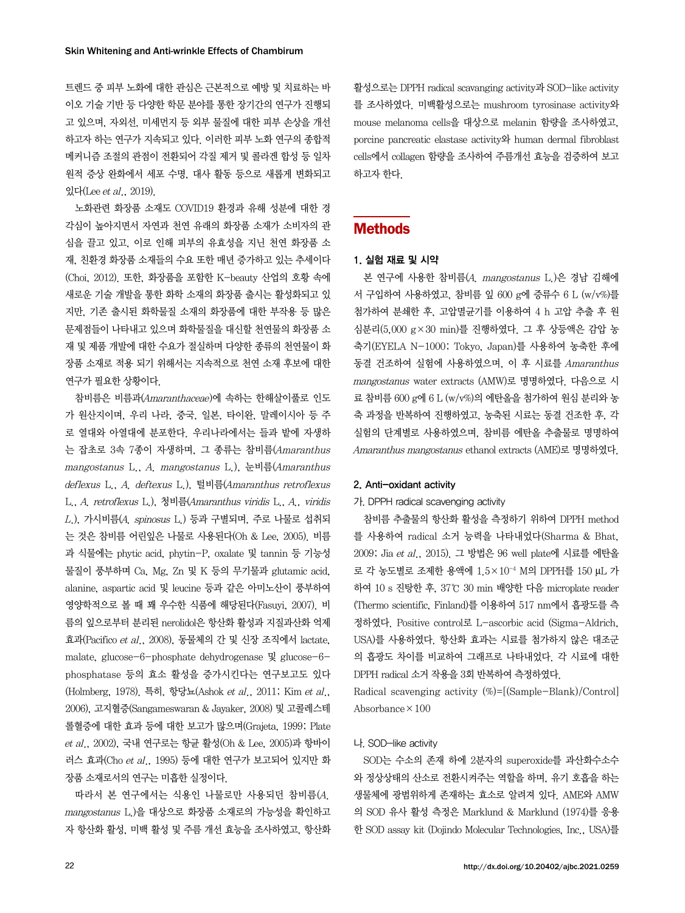트렌드 중 피부 노화에 대한 관심은 근본적으로 예방 및 치료하는 바이오 기술 기반 등 다양한 학문 분야를 통한 장기간의 연구가 진행되고 있으며, 자외선, 미세먼지 등 외부 물질에 대한 피부 손상을 개선하고자 하는 연구가 지속되고 있다. 이러한 피부 노화 연구의 종합적 메커니즘 조절의 관점이 전환되어 각질 제거 및 콜라겐 합성 등 일차원적 증상 완화에서 세포 수명, 대사 활동 등으로 새롭게 변화되고 있다(Lee *et al.*, 2019).

노화관련 화장품 소재도 COVID19 환경과 유해 성분에 대한 경각심이 높아지면서 자연과 천연 유래의 화장품 소재가 소비자의 관심을 끌고 있고, 이로 인해 피부의 유효성을 지닌 천연 화장품 소재, 친환경 화장품 소재들의 수요 또한 매년 증가하고 있는 추세이다(Choi, 2012). 또한, 화장품을 포함한 K-beauty 산업의 호황 속에 새로운 기술 개발을 통한 화학 소재의 화장품 출시는 활성화되고 있지만, 기존 출시된 화학물질 소재의 화장품에 대한 부작용 등 많은 문제점들이 나타내고 있으며 화학물질을 대신할 천연물의 화장품 소재 및 제품 개발에 대한 수요가 절실하며 다양한 종류의 천연물이 화장품 소재로 적용 되기 위해서는 지속적으로 천연 소재 후보에 대한 연구가 필요한 상황이다.

참비름은 비름과(*Amaranthaceae*)에 속하는 한해살이풀로 인도가 원산지이며, 우리 나라, 중국, 일본, 타이완, 말레이시아 등 주로 열대와 아열대에 분포한다. 우리나라에서는 들과 밭에 자생하는 잡초로 3속 7종이 자생하며, 그 종류는 참비름(*Amaranthus mangostanus* L., *A. mangostanus* L.), 눈비름(*Amaranthus deflexus* L., *A. deftexus* L.), 털비름(*Amaranthus retroflexus* L., *A. retroflexus* L.), 청비름(*Amaranthus viridis* L., *A.*, *viridis L.*), 가시비름(*A. spinosus* L.) 등과 구별되며, 주로 나물로 섭취되는 것은 참비름 어린잎은 나물로 사용된다(Oh & Lee, 2005). 비름과 식물에는 phytic acid, phytin-P, oxalate 및 tannin 등 기능성 물질이 풍부하며 Ca, Mg, Zn 및 K 등의 무기물과 glutamic acid, alanine, aspartic acid 및 leucine 등과 같은 아미노산이 풍부하여 영양학적으로 볼 때 꽤 우수한 식품에 해당된다(Fasuyi, 2007). 비름의 잎으로부터 분리된 nerolidol은 항산화 활성과 지질과산화 억제 효과(Pacifico *et al.*, 2008), 동물체의 간 및 신장 조직에서 lactate, malate, glucose-6-phosphate dehydrogenase 및 glucose-6-phosphatase 등의 효소 활성을 증가시킨다는 연구보고도 있다(Holmberg, 1978). 특히, 항당뇨(Ashok *et al.*, 2011; Kim *et al.*, 2006), 고지혈증(Sangameswaran & Jayaker, 2008) 및 고콜레스테롤혈증에 대한 효과 등에 대한 보고가 많으며(Grajeta, 1999; Plate *et al.*, 2002), 국내 연구로는 항균 활성(Oh & Lee, 2005)과 항바이러스 효과(Cho *et al.*, 1995) 등에 대한 연구가 보고되어 있지만 화장품 소재로서의 연구는 미흡한 실정이다.

따라서 본 연구에서는 식용인 나물로만 사용되던 참비름(*A. mangostanus* L.)을 대상으로 화장품 소재로의 가능성을 확인하고자 항산화 활성, 미백 활성 및 주름 개선 효능을 조사하였고, 항산화 활성으로는 DPPH radical scavanging activity과 SOD-like activity를 조사하였다. 미백활성으로는 mushroom tyrosinase activity와 mouse melanoma cells을 대상으로 melanin 함량을 조사하였고, porcine pancreatic elastase activity와 human dermal fibroblast cells에서 collagen 함량을 조사하여 주름개선 효능을 검증하여 보고하고자 한다.

# Methods

## 1. 실험 재료 및 시약

본 연구에 사용한 참비름(*A. mangostanus* L.)은 경남 김해에서 구입하여 사용하였고, 참비름 잎 600 g에 증류수 6 L (w/v%)를 첨가하여 분쇄한 후, 고압멸균기를 이용하여 4 h 고압 추출 후 원심분리(5,000 g×30 min)를 진행하였다. 그 후 상등액은 감압 농축기(EYELA N-1000; Tokyo, Japan)를 사용하여 농축한 후에 동결 건조하여 실험에 사용하였으며, 이 후 시료를 *Amaranthus mangostanus* water extracts (AMW)로 명명하였다. 다음으로 시료 참비름 600 g에 6 L (w/v%)의 에탄올을 첨가하여 원심 분리와 농축 과정을 반복하여 진행하였고, 농축된 시료는 동결 건조한 후, 각 실험의 단계별로 사용하였으며, 참비름 에탄올 추출물로 명명하여 *Amaranthus mangostanus* ethanol extracts (AME)로 명명하였다.

## 2. Anti-oxidant activity

### 가. DPPH radical scavenging activity

참비름 추출물의 항산화 활성을 측정하기 위하여 DPPH method를 사용하여 radical 소거 능력을 나타내었다(Sharma & Bhat, 2009; Jia *et al.*, 2015). 그 방법은 96 well plate에 시료를 에탄올로 각 농도별로 조제한 용액에 $1.5\times10^{-4}$ M의 DPPH를 150 μL 가하여 10 s 진탕한 후, 37℃ 30 min 배양한 다음 microplate reader (Thermo scientific, Finland)를 이용하여 517 nm에서 흡광도를 측정하였다. Positive control로 L-ascorbic acid (Sigma-Aldrich, USA)를 사용하였다. 항산화 효과는 시료를 첨가하지 않은 대조군의 흡광도 차이를 비교하여 그래프로 나타내었다. 각 시료에 대한 DPPH radical 소거 작용을 3회 반복하여 측정하였다.

Radical scavenging activity (%)=[(Sample−Blank)/Control] Absorbance×100

### 나. SOD-like activity

SOD는 수소의 존재 하에 2분자의 superoxide를 과산화수소수소와 정상상태의 산소로 전환시켜주는 역할을 하며, 유기 호흡을 하는 생물체에 광범위하게 존재하는 효소로 알려져 있다. AME와 AMW의 SOD 유사 활성 측정은 Marklund & Marklund (1974)를 응용한 SOD assay kit (Dojindo Molecular Technologies, Inc., USA)를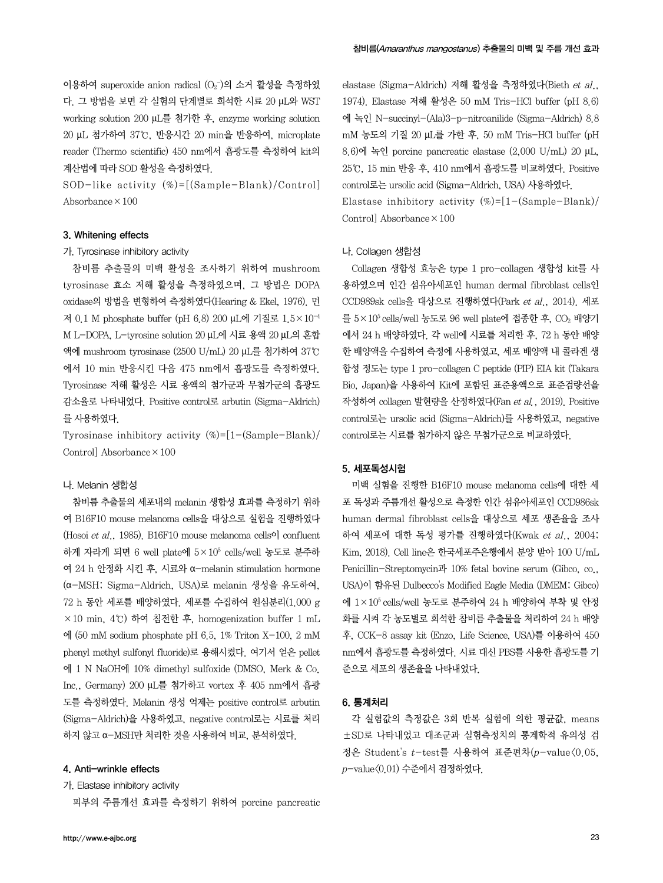이용하여 superoxide anion radical ($O_2^-$)의 소거 활성을 측정하였다. 그 방법을 보면 각 실험의 단계별로 희석한 시료 20 μL와 WST working solution 200 μL를 첨가한 후, enzyme working solution 20 μL 첨가하여 37℃, 반응시간 20 min을 반응하여, microplate reader (Thermo scientific) 450 nm에서 흡광도를 측정하여 kit의 계산법에 따라 SOD 활성을 측정하였다.

SOD-like activity (%)=[(Sample-Blank)/Control] Absorbance×100

### 3. Whitening effects

#### 가. Tyrosinase inhibitory activity

참비름 추출물의 미백 활성을 조사하기 위하여 mushroom tyrosinase 효소 저해 활성을 측정하였으며, 그 방법은 DOPA oxidase의 방법을 변형하여 측정하였다(Hearing & Ekel, 1976). 먼저 0.1 M phosphate buffer (pH 6.8) 200 μL에 기질로 $1.5\times10^{-4}$ M L-DOPA, L-tyrosine solution 20 μL에 시료 용액 20 μL의 혼합액에 mushroom tyrosinase (2500 U/mL) 20 μL를 첨가하여 37℃에서 10 min 반응시킨 다음 475 nm에서 흡광도를 측정하였다. Tyrosinase 저해 활성은 시료 용액의 첨가군과 무첨가군의 흡광도 감소율로 나타내었다. Positive control로 arbutin (Sigma-Aldrich)를 사용하였다.

Tyrosinase inhibitory activity (%)=[1-(Sample-Blank)/Control] Absorbance×100

#### 나. Melanin 생합성

참비름 추출물의 세포내의 melanin 생합성 효과를 측정하기 위하여 B16F10 mouse melanoma cells을 대상으로 실험을 진행하였다(Hosoi *et al*., 1985). B16F10 mouse melanoma cells이 confluent 하게 자라게 되면 6 well plate에 $5\times10^5$ cells/well 농도로 분주하여 24 h 안정화 시킨 후, 시료와 α-melanin stimulation hormone (α-MSH; Sigma-Aldrich, USA)로 melanin 생성을 유도하여, 72 h 동안 세포를 배양하였다. 세포를 수집하여 원심분리(1,000 g ×10 min, 4℃) 하여 침전한 후, homogenization buffer 1 mL에 (50 mM sodium phosphate pH 6.5, 1% Triton X-100, 2 mM phenyl methyl sulfonyl fluoride)로 용해시켰다. 여기서 얻은 pellet에 1 N NaOH에 10% dimethyl sulfoxide (DMSO, Merk & Co. Inc., Germany) 200 μL를 첨가하고 vortex 후 405 nm에서 흡광도를 측정하였다. Melanin 생성 억제는 positive control로 arbutin (Sigma-Aldrich)을 사용하였고, negative control로는 시료를 처리하지 않고 α-MSH만 처리한 것을 사용하여 비교, 분석하였다.

### 4. Anti-wrinkle effects

#### 가. Elastase inhibitory activity

피부의 주름개선 효과를 측정하기 위하여 porcine pancreatic elastase (Sigma-Aldrich) 저해 활성을 측정하였다(Bieth *et al*., 1974). Elastase 저해 활성은 50 mM Tris-HCl buffer (pH 8.6)에 녹인 N-succinyl-(Ala)3-p-nitroanilide (Sigma-Aldrich) 8.8 mM 농도의 기질 20 μL를 가한 후, 50 mM Tris-HCl buffer (pH 8.6)에 녹인 porcine pancreatic elastase (2,000 U/mL) 20 μL, 25℃, 15 min 반응 후, 410 nm에서 흡광도를 비교하였다. Positive control로는 ursolic acid (Sigma-Aldrich, USA) 사용하였다.

Elastase inhibitory activity (%)=[1-(Sample-Blank)/Control] Absorbance×100

#### 나. Collagen 생합성

Collagen 생합성 효능은 type 1 pro-collagen 생합성 kit를 사용하였으며 인간 섬유아세포인 human dermal fibroblast cells인 CCD989sk cells을 대상으로 진행하였다(Park *et al*., 2014). 세포를 $5\times10^5$ cells/well 농도로 96 well plate에 접종한 후, $CO_2$ 배양기에서 24 h 배양하였다. 각 well에 시료를 처리한 후, 72 h 동안 배양한 배양액을 수집하여 측정에 사용하였고, 세포 배양액 내 콜라겐 생합성 정도는 type 1 pro-collagen C peptide (PIP) EIA kit (Takara Bio, Japan)을 사용하여 Kit에 포함된 표준용액으로 표준검량선을 작성하여 collagen 발현량을 산정하였다(Fan *et al*., 2019). Positive control로는 ursolic acid (Sigma-Aldrich)를 사용하였고, negative control로는 시료를 첨가하지 않은 무첨가군으로 비교하였다.

### 5. 세포독성시험

미백 실험을 진행한 B16F10 mouse melanoma cells에 대한 세포 독성과 주름개선 활성으로 측정한 인간 섬유아세포인 CCD986sk human dermal fibroblast cells을 대상으로 세포 생존율을 조사하여 세포에 대한 독성 평가를 진행하였다(Kwak *et al*., 2004; Kim, 2018). Cell line은 한국세포주은행에서 분양 받아 100 U/mL Penicillin-Streptomycin과 10% fetal bovine serum (Gibco, co., USA)이 함유된 Dulbecco's Modified Eagle Media (DMEM; Gibco)에 $1\times10^5$ cells/well 농도로 분주하여 24 h 배양하여 부착 및 안정화를 시켜 각 농도별로 희석한 참비름 추출물을 처리하여 24 h 배양 후, CCK-8 assay kit (Enzo, Life Science, USA)를 이용하여 450 nm에서 흡광도를 측정하였다. 시료 대신 PBS를 사용한 흡광도를 기준으로 세포의 생존율을 나타내었다.

### 6. 통계처리

각 실험값의 측정값은 3회 반복 실험에 의한 평균값, means ±SD로 나타내었고 대조군과 실험측정치의 통계학적 유의성 검정은 Student's $t$-test를 사용하여 표준편차($p$-value<0.05, $p$-value<0.01) 수준에서 검정하였다.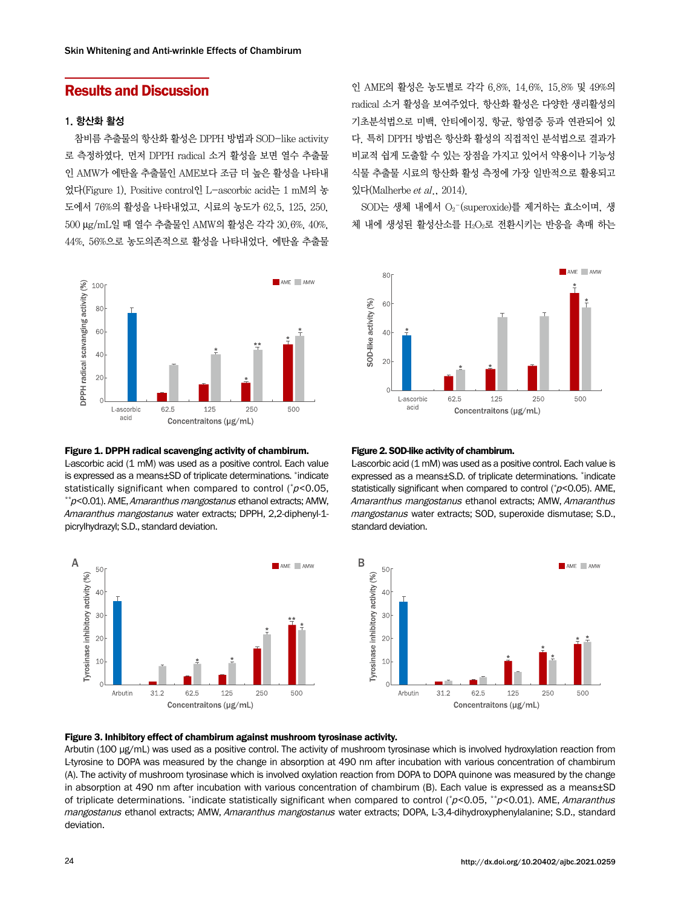## Results and Discussion

### 1. 항산화 활성

참비름 추출물의 항산화 활성은 DPPH 방법과 SOD-like activity로 측정하였다. 먼저 DPPH radical 소거 활성을 보면 열수 추출물인 AMW가 에탄올 추출물인 AME보다 조금 더 높은 활성을 나타내었다(Figure 1). Positive control인 L-ascorbic acid는 1 mM의 농도에서 76%의 활성을 나타내었고, 시료의 농도가 62.5, 125, 250, 500 μg/mL일 때 열수 추출물인 AMW의 활성은 각각 30.6%, 40%, 44%, 56%으로 농도의존적으로 활성을 나타내었다. 에탄올 추출물인 AME의 활성은 농도별로 각각 6.8%, 14.6%, 15.8% 및 49%의 radical 소거 활성을 보여주었다. 항산화 활성은 다양한 생리활성의 기초분석법으로 미백, 안티에이징, 항균, 항염증 등과 연관되어 있다. 특히 DPPH 방법은 항산화 활성의 직접적인 분석법으로 결과가 비교적 쉽게 도출할 수 있는 장점을 가지고 있어서 약용이나 기능성 식물 추출물 시료의 항산화 활성 측정에 가장 일반적으로 활용되고 있다(Malherbe *et al*., 2014).

SOD는 생체 내에서 $O_2^-$(superoxide)를 제거하는 효소이며, 생체 내에 생성된 활성산소를 $H_2O_2$로 전환시키는 반응을 촉매 하는

**Figure 1. DPPH radical scavenging activity of chambirum.**
L-ascorbic acid (1 mM) was used as a positive control. Each value is expressed as a means±SD of triplicate determinations. *indicate statistically significant when compared to control (*$p<0.05$, **$p<0.01$). AME, *Amaranthus mangostanus* ethanol extracts; AMW, *Amaranthus mangostanus* water extracts; DPPH, 2,2-diphenyl-1-picrylhydrazyl; S.D., standard deviation.

**Figure 2. SOD-like activity of chambirum.**
L-ascorbic acid (1 mM) was used as a positive control. Each value is expressed as a means±S.D. of triplicate determinations. *indicate statistically significant when compared to control (*$p<0.05$). AME, *Amaranthus mangostanus* ethanol extracts; AMW, *Amaranthus mangostanus* water extracts; SOD, superoxide dismutase; S.D., standard deviation.

**Figure 3. Inhibitory effect of chambirum against mushroom tyrosinase activity.**
Arbutin (100 μg/mL) was used as a positive control. The activity of mushroom tyrosinase which is involved hydroxylation reaction from L-tyrosine to DOPA was measured by the change in absorption at 490 nm after incubation with various concentration of chambirum (A). The activity of mushroom tyrosinase which is involved oxylation reaction from DOPA to DOPA quinone was measured by the change in absorption at 490 nm after incubation with various concentration of chambirum (B). Each value is expressed as a means±SD of triplicate determinations. *indicate statistically significant when compared to control (*$p<0.05$, **$p<0.01$). AME, *Amaranthus mangostanus* ethanol extracts; AMW, *Amaranthus mangostanus* water extracts; DOPA, L-3,4-dihydroxyphenylalanine; S.D., standard deviation.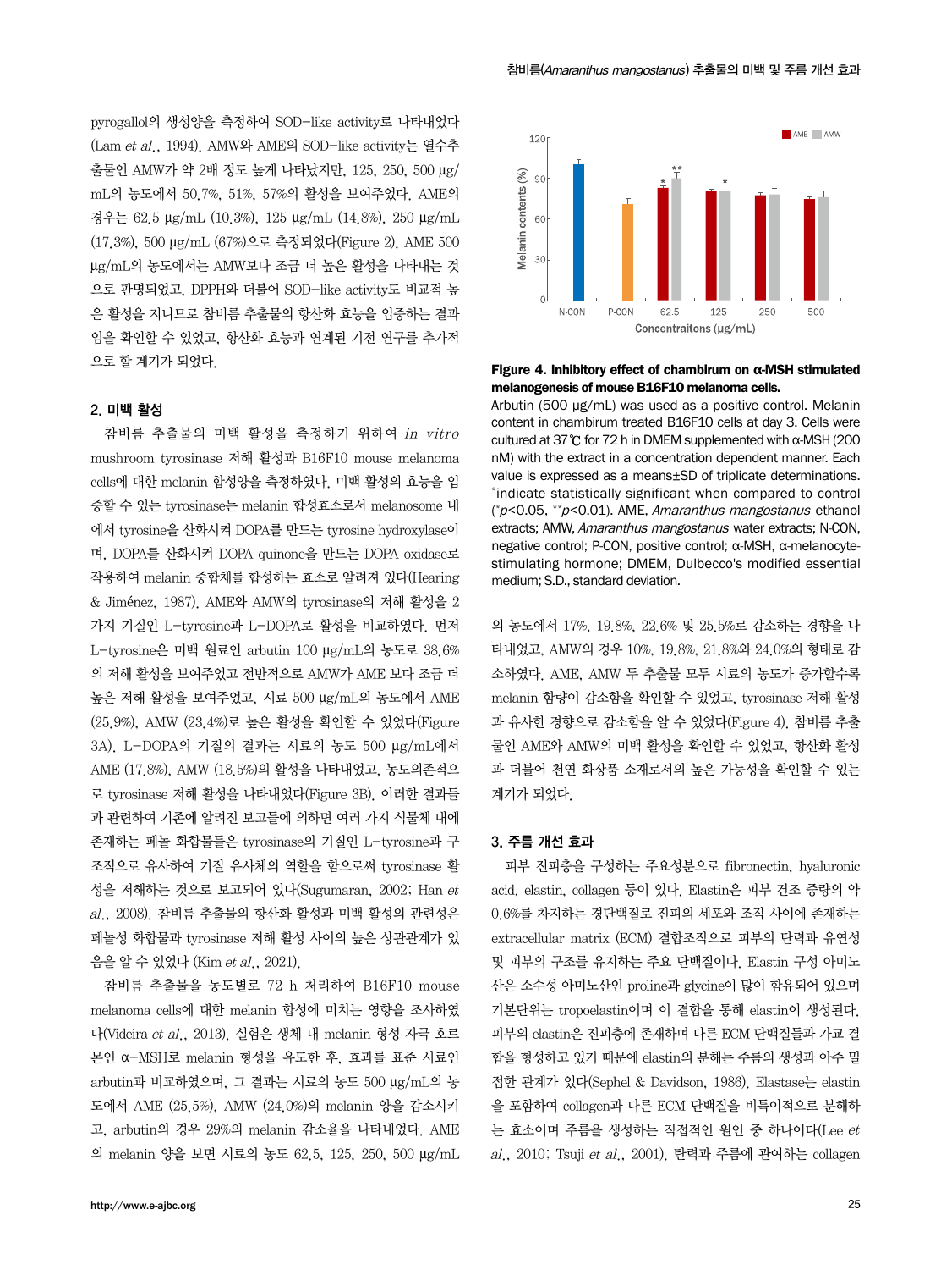pyrogallol의 생성양을 측정하여 SOD-like activity로 나타내었다(Lam *et al*., 1994). AMW와 AME의 SOD-like activity는 열수추출물인 AMW가 약 2배 정도 높게 나타났지만, 125, 250, 500 μg/mL의 농도에서 50.7%, 51%, 57%의 활성을 보여주었다. AME의 경우는 62.5 μg/mL (10.3%), 125 μg/mL (14.8%), 250 μg/mL (17.3%), 500 μg/mL (67%)으로 측정되었다(Figure 2). AME 500 μg/mL의 농도에서는 AMW보다 조금 더 높은 활성을 나타내는 것으로 판명되었고, DPPH와 더불어 SOD-like activity도 비교적 높은 활성을 지니므로 참비름 추출물의 항산화 효능을 입증하는 결과임을 확인할 수 있었고, 항산화 효능과 연계된 기전 연구를 추가적으로 할 계기가 되었다.

## 2. 미백 활성

참비름 추출물의 미백 활성을 측정하기 위하여 *in vitro* mushroom tyrosinase 저해 활성과 B16F10 mouse melanoma cells에 대한 melanin 합성양을 측정하였다. 미백 활성의 효능을 입증할 수 있는 tyrosinase는 melanin 합성효소로서 melanosome 내에서 tyrosine을 산화시켜 DOPA를 만드는 tyrosine hydroxylase이며, DOPA를 산화시켜 DOPA quinone을 만드는 DOPA oxidase로 작용하여 melanin 중합체를 합성하는 효소로 알려져 있다(Hearing & Jiménez, 1987). AME와 AMW의 tyrosinase의 저해 활성을 2가지 기질인 L-tyrosine과 L-DOPA로 활성을 비교하였다. 먼저 L-tyrosine은 미백 원료인 arbutin 100 μg/mL의 농도로 38.6%의 저해 활성을 보여주었고 전반적으로 AMW가 AME 보다 조금 더 높은 저해 활성을 보여주었고, 시료 500 μg/mL의 농도에서 AME (25.9%), AMW (23.4%)로 높은 활성을 확인할 수 있었다(Figure 3A). L-DOPA의 기질의 결과는 시료의 농도 500 μg/mL에서 AME (17.8%), AMW (18.5%)의 활성을 나타내었고, 농도의존적으로 tyrosinase 저해 활성을 나타내었다(Figure 3B). 이러한 결과들과 관련하여 기존에 알려진 보고들에 의하면 여러 가지 식물체 내에 존재하는 페놀 화합물들은 tyrosinase의 기질인 L-tyrosine과 구조적으로 유사하여 기질 유사체의 역할을 함으로써 tyrosinase 활성을 저해하는 것으로 보고되어 있다(Sugumaran, 2002; Han *et al*., 2008). 참비름 추출물의 항산화 활성과 미백 활성의 관련성은 페놀성 화합물과 tyrosinase 저해 활성 사이의 높은 상관관계가 있음을 알 수 있었다 (Kim *et al*., 2021).

참비름 추출물을 농도별로 72 h 처리하여 B16F10 mouse melanoma cells에 대한 melanin 합성에 미치는 영향을 조사하였다(Videira *et al*., 2013). 실험은 생체 내 melanin 형성 자극 호르몬인 α-MSH로 melanin 형성을 유도한 후, 효과를 표준 시료인 arbutin과 비교하였으며, 그 결과는 시료의 농도 500 μg/mL의 농도에서 AME (25.5%), AMW (24.0%)의 melanin 양을 감소시키고, arbutin의 경우 29%의 melanin 감소율을 나타내었다. AME의 melanin 양을 보면 시료의 농도 62.5, 125, 250, 500 μg/mL의 농도에서 17%, 19.8%, 22.6% 및 25.5%로 감소하는 경향을 나타내었고, AMW의 경우 10%, 19.8%, 21.8%와 24.0%의 형태로 감소하였다. AME, AMW 두 추출물 모두 시료의 농도가 증가할수록 melanin 함량이 감소함을 확인할 수 있었고, tyrosinase 저해 활성과 유사한 경향으로 감소함을 알 수 있었다(Figure 4). 참비름 추출물인 AME와 AMW의 미백 활성을 확인할 수 있었고, 항산화 활성과 더불어 천연 화장품 소재로서의 높은 가능성을 확인할 수 있는 계기가 되었다.

**Figure 4. Inhibitory effect of chambirum on α-MSH stimulated melanogenesis of mouse B16F10 melanoma cells.**

Arbutin (500 μg/mL) was used as a positive control. Melanin content in chambirum treated B16F10 cells at day 3. Cells were cultured at 37℃ for 72 h in DMEM supplemented with α-MSH (200 nM) with the extract in a concentration dependent manner. Each value is expressed as a means±SD of triplicate determinations. *indicate statistically significant when compared to control (* $p<0.05$, ** $p<0.01$). AME, *Amaranthus mangostanus* ethanol extracts; AMW, *Amaranthus mangostanus* water extracts; N-CON, negative control; P-CON, positive control; α-MSH, α-melanocyte-stimulating hormone; DMEM, Dulbecco's modified essential medium; S.D., standard deviation.

## 3. 주름 개선 효과

피부 진피층을 구성하는 주요성분으로 fibronectin, hyaluronic acid, elastin, collagen 등이 있다. Elastin은 피부 건조 중량의 약 0.6%를 차지하는 경단백질로 진피의 세포와 조직 사이에 존재하는 extracellular matrix (ECM) 결합조직으로 피부의 탄력과 유연성 및 피부의 구조를 유지하는 주요 단백질이다. Elastin 구성 아미노산은 소수성 아미노산인 proline과 glycine이 많이 함유되어 있으며 기본단위는 tropoelastin이며 이 결합을 통해 elastin이 생성된다. 피부의 elastin은 진피층에 존재하며 다른 ECM 단백질들과 가교 결합을 형성하고 있기 때문에 elastin의 분해는 주름의 생성과 아주 밀접한 관계가 있다(Sephel & Davidson, 1986). Elastase는 elastin을 포함하여 collagen과 다른 ECM 단백질을 비특이적으로 분해하는 효소이며 주름을 생성하는 직접적인 원인 중 하나이다(Lee *et al*., 2010; Tsuji *et al*., 2001). 탄력과 주름에 관여하는 collagen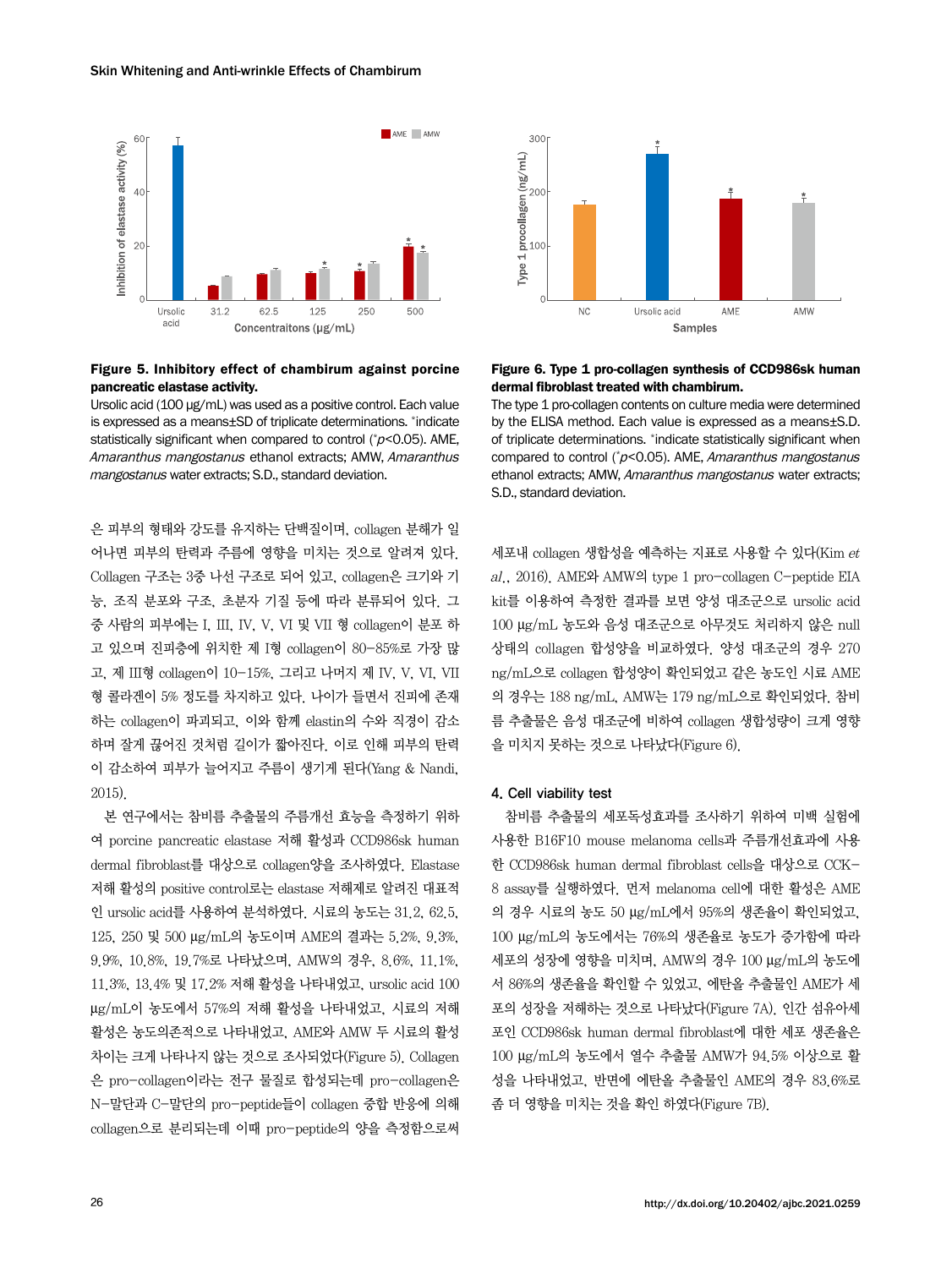**Figure 5. Inhibitory effect of chambirum against porcine pancreatic elastase activity.**

Ursolic acid (100 μg/mL) was used as a positive control. Each value is expressed as a means±SD of triplicate determinations. *indicate statistically significant when compared to control (*$p<0.05$). AME, *Amaranthus mangostanus* ethanol extracts; AMW, *Amaranthus mangostanus* water extracts; S.D., standard deviation.

**Figure 6. Type 1 pro-collagen synthesis of CCD986sk human dermal fibroblast treated with chambirum.**

The type 1 pro-collagen contents on culture media were determined by the ELISA method. Each value is expressed as a means±S.D. of triplicate determinations. *indicate statistically significant when compared to control (*$p<0.05$). AME, *Amaranthus mangostanus* ethanol extracts; AMW, *Amaranthus mangostanus* water extracts; S.D., standard deviation.

은 피부의 형태와 강도를 유지하는 단백질이며, collagen 분해가 일어나면 피부의 탄력과 주름에 영향을 미치는 것으로 알려져 있다. Collagen 구조는 3중 나선 구조로 되어 있고, collagen은 크기와 기능, 조직 분포와 구조, 초분자 기질 등에 따라 분류되어 있다. 그 중 사람의 피부에는 I, III, IV, V, VI 및 VII 형 collagen이 분포 하고 있으며 진피층에 위치한 제 I형 collagen이 80–85%로 가장 많고, 제 III형 collagen이 10–15%, 그리고 나머지 제 IV, V, VI, VII 형 콜라겐이 5% 정도를 차지하고 있다. 나이가 들면서 진피에 존재하는 collagen이 파괴되고, 이와 함께 elastin의 수와 직경이 감소하며 잘게 끊어진 것처럼 길이가 짧아진다. 이로 인해 피부의 탄력이 감소하여 피부가 늘어지고 주름이 생기게 된다(Yang & Nandi, 2015).

본 연구에서는 참비름 추출물의 주름개선 효능을 측정하기 위하여 porcine pancreatic elastase 저해 활성과 CCD986sk human dermal fibroblast를 대상으로 collagen양을 조사하였다. Elastase 저해 활성의 positive control로는 elastase 저해제로 알려진 대표적인 ursolic acid를 사용하여 분석하였다. 시료의 농도는 31.2, 62.5, 125, 250 및 500 μg/mL의 농도이며 AME의 결과는 5.2%, 9.3%, 9.9%, 10.8%, 19.7%로 나타났으며, AMW의 경우, 8.6%, 11.1%, 11.3%, 13.4% 및 17.2% 저해 활성을 나타내었고, ursolic acid 100 μg/mL이 농도에서 57%의 저해 활성을 나타내었고, 시료의 저해 활성은 농도의존적으로 나타내었고, AME와 AMW 두 시료의 활성 차이는 크게 나타나지 않는 것으로 조사되었다(Figure 5). Collagen은 pro-collagen이라는 전구 물질로 합성되는데 pro-collagen은 N-말단과 C-말단의 pro-peptide들이 collagen 중합 반응에 의해 collagen으로 분리되는데 이때 pro-peptide의 양을 측정함으로써 세포내 collagen 생합성을 예측하는 지표로 사용할 수 있다(Kim *et al.*, 2016). AME와 AMW의 type 1 pro-collagen C-peptide EIA kit를 이용하여 측정한 결과를 보면 양성 대조군으로 ursolic acid 100 μg/mL 농도와 음성 대조군으로 아무것도 처리하지 않은 null 상태의 collagen 합성양을 비교하였다. 양성 대조군의 경우 270 ng/mL으로 collagen 합성양이 확인되었고 같은 농도인 시료 AME의 경우는 188 ng/mL, AMW는 179 ng/mL으로 확인되었다. 참비름 추출물은 음성 대조군에 비하여 collagen 생합성량이 크게 영향을 미치지 못하는 것으로 나타났다(Figure 6).

### 4. Cell viability test

참비름 추출물의 세포독성효과를 조사하기 위하여 미백 실험에 사용한 B16F10 mouse melanoma cells과 주름개선효과에 사용한 CCD986sk human dermal fibroblast cells을 대상으로 CCK-8 assay를 실행하였다. 먼저 melanoma cell에 대한 활성은 AME의 경우 시료의 농도 50 μg/mL에서 95%의 생존율이 확인되었고, 100 μg/mL의 농도에서는 76%의 생존율로 농도가 증가함에 따라 세포의 성장에 영향을 미치며, AMW의 경우 100 μg/mL의 농도에서 86%의 생존율을 확인할 수 있었고, 에탄올 추출물인 AME가 세포의 성장을 저해하는 것으로 나타났다(Figure 7A). 인간 섬유아세포인 CCD986sk human dermal fibroblast에 대한 세포 생존율은 100 μg/mL의 농도에서 열수 추출물 AMW가 94.5% 이상으로 활성을 나타내었고, 반면에 에탄올 추출물인 AME의 경우 83.6%로 좀 더 영향을 미치는 것을 확인 하였다(Figure 7B).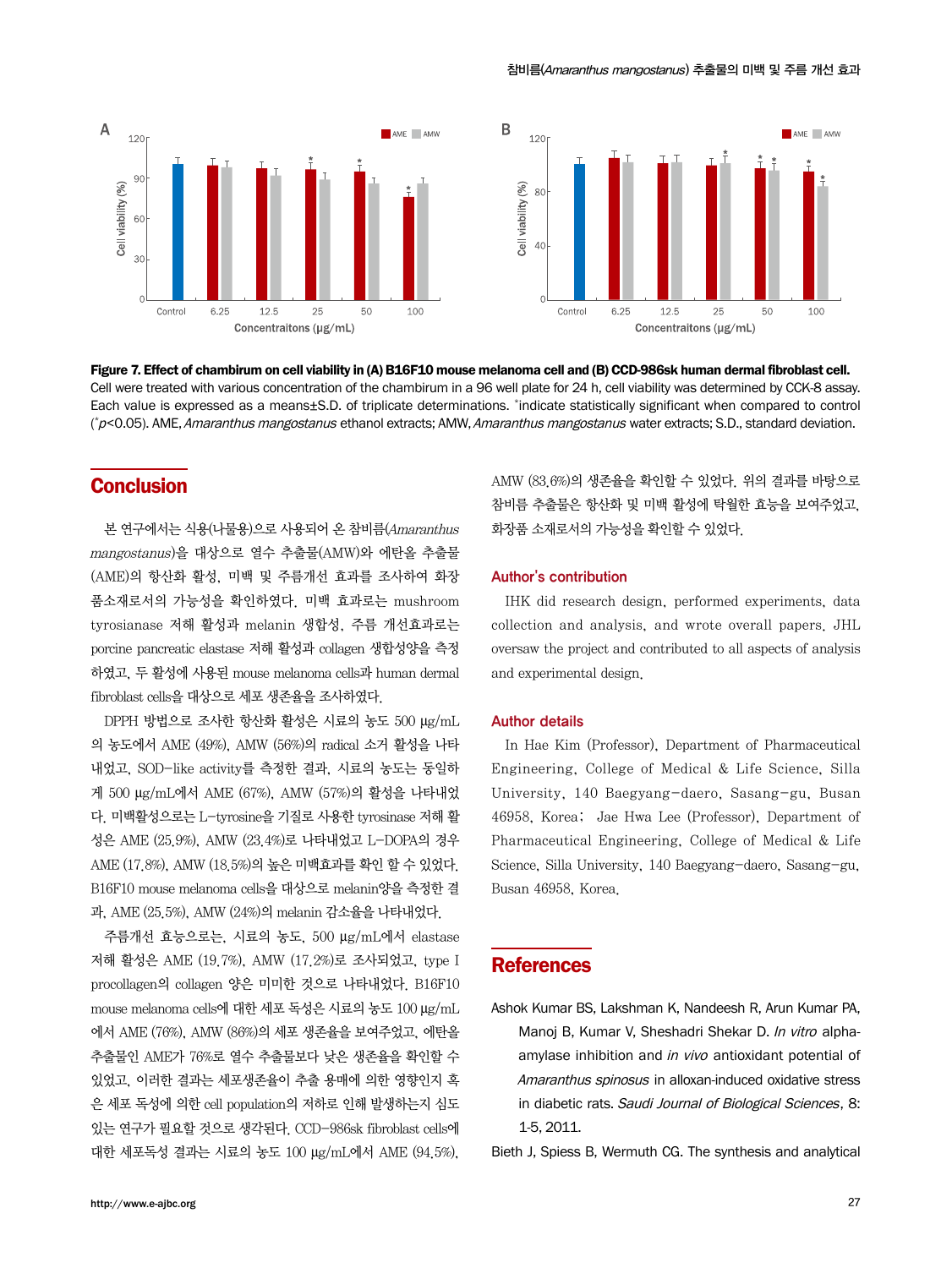**Figure 7. Effect of chambirum on cell viability in (A) B16F10 mouse melanoma cell and (B) CCD-986sk human dermal fibroblast cell.** Cell were treated with various concentration of the chambirum in a 96 well plate for 24 h, cell viability was determined by CCK-8 assay. Each value is expressed as a means±S.D. of triplicate determinations. *indicate statistically significant when compared to control (*$p$<0.05). AME, *Amaranthus mangostanus* ethanol extracts; AMW, *Amaranthus mangostanus* water extracts; S.D., standard deviation.

## Conclusion

본 연구에서는 식용(나물용)으로 사용되어 온 참비름(*Amaranthus mangostanus*)을 대상으로 열수 추출물(AMW)와 에탄올 추출물(AME)의 항산화 활성, 미백 및 주름개선 효과를 조사하여 화장품소재로서의 가능성을 확인하였다. 미백 효과로는 mushroom tyrosianase 저해 활성과 melanin 생합성, 주름 개선효과로는 porcine pancreatic elastase 저해 활성과 collagen 생합성양을 측정하였고, 두 활성에 사용된 mouse melanoma cells과 human dermal fibroblast cells을 대상으로 세포 생존율을 조사하였다.

DPPH 방법으로 조사한 항산화 활성은 시료의 농도 500 μg/mL의 농도에서 AME (49%), AMW (56%)의 radical 소거 활성을 나타내었고, SOD-like activity를 측정한 결과, 시료의 농도는 동일하게 500 μg/mL에서 AME (67%), AMW (57%)의 활성을 나타내었다. 미백활성으로는 L-tyrosine을 기질로 사용한 tyrosinase 저해 활성은 AME (25.9%), AMW (23.4%)로 나타내었고 L-DOPA의 경우 AME (17.8%), AMW (18.5%)의 높은 미백효과를 확인 할 수 있었다. B16F10 mouse melanoma cells을 대상으로 melanin양을 측정한 결과, AME (25.5%), AMW (24%)의 melanin 감소율을 나타내었다.

주름개선 효능으로는, 시료의 농도, 500 μg/mL에서 elastase 저해 활성은 AME (19.7%), AMW (17.2%)로 조사되었고, type I procollagen의 collagen 양은 미미한 것으로 나타내었다. B16F10 mouse melanoma cells에 대한 세포 독성은 시료의 농도 100 μg/mL에서 AME (76%), AMW (86%)의 세포 생존율을 보여주었고, 에탄올 추출물인 AME가 76%로 열수 추출물보다 낮은 생존율을 확인할 수 있었고, 이러한 결과는 세포생존율이 추출 용매에 의한 영향인지 혹은 세포 독성에 의한 cell population의 저하로 인해 발생하는지 심도 있는 연구가 필요할 것으로 생각된다. CCD-986sk fibroblast cells에 대한 세포독성 결과는 시료의 농도 100 μg/mL에서 AME (94.5%), AMW (83.6%)의 생존율을 확인할 수 있었다. 위의 결과를 바탕으로 참비름 추출물은 항산화 및 미백 활성에 탁월한 효능을 보여주었고, 화장품 소재로서의 가능성을 확인할 수 있었다.

### Author's contribution

IHK did research design, performed experiments, data collection and analysis, and wrote overall papers. JHL oversaw the project and contributed to all aspects of analysis and experimental design.

### Author details

In Hae Kim (Professor), Department of Pharmaceutical Engineering, College of Medical & Life Science, Silla University, 140 Baegyang-daero, Sasang-gu, Busan 46958, Korea; Jae Hwa Lee (Professor), Department of Pharmaceutical Engineering, College of Medical & Life Science, Silla University, 140 Baegyang-daero, Sasang-gu, Busan 46958, Korea.

## References

Ashok Kumar BS, Lakshman K, Nandeesh R, Arun Kumar PA, Manoj B, Kumar V, Sheshadri Shekar D. *In vitro* alpha-amylase inhibition and *in vivo* antioxidant potential of *Amaranthus spinosus* in alloxan-induced oxidative stress in diabetic rats. *Saudi Journal of Biological Sciences*, 8: 1-5, 2011.

Bieth J, Spiess B, Wermuth CG. The synthesis and analytical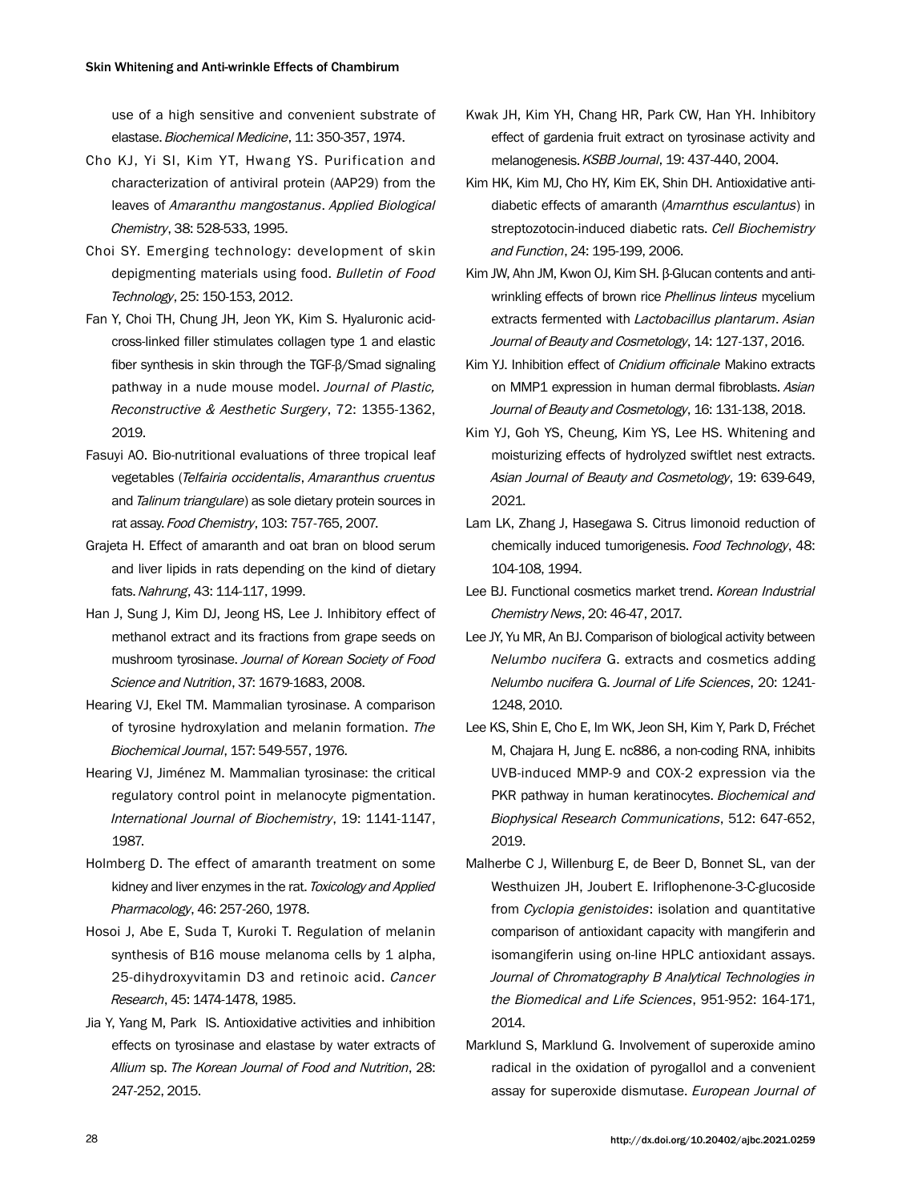use of a high sensitive and convenient substrate of elastase. *Biochemical Medicine*, 11: 350-357, 1974.

Cho KJ, Yi SI, Kim YT, Hwang YS. Purification and characterization of antiviral protein (AAP29) from the leaves of *Amaranthu mangostanus*. *Applied Biological Chemistry*, 38: 528-533, 1995.

Choi SY. Emerging technology: development of skin depigmenting materials using food. *Bulletin of Food Technology*, 25: 150-153, 2012.

Fan Y, Choi TH, Chung JH, Jeon YK, Kim S. Hyaluronic acid-cross-linked filler stimulates collagen type 1 and elastic fiber synthesis in skin through the TGF-β/Smad signaling pathway in a nude mouse model. *Journal of Plastic, Reconstructive & Aesthetic Surgery*, 72: 1355-1362, 2019.

Fasuyi AO. Bio-nutritional evaluations of three tropical leaf vegetables (*Telfairia occidentalis*, *Amaranthus cruentus* and *Talinum triangulare*) as sole dietary protein sources in rat assay. *Food Chemistry*, 103: 757-765, 2007.

Grajeta H. Effect of amaranth and oat bran on blood serum and liver lipids in rats depending on the kind of dietary fats. *Nahrung*, 43: 114-117, 1999.

Han J, Sung J, Kim DJ, Jeong HS, Lee J. Inhibitory effect of methanol extract and its fractions from grape seeds on mushroom tyrosinase. *Journal of Korean Society of Food Science and Nutrition*, 37: 1679-1683, 2008.

Hearing VJ, Ekel TM. Mammalian tyrosinase. A comparison of tyrosine hydroxylation and melanin formation. *The Biochemical Journal*, 157: 549-557, 1976.

Hearing VJ, Jiménez M. Mammalian tyrosinase: the critical regulatory control point in melanocyte pigmentation. *International Journal of Biochemistry*, 19: 1141-1147, 1987.

Holmberg D. The effect of amaranth treatment on some kidney and liver enzymes in the rat. *Toxicology and Applied Pharmacology*, 46: 257-260, 1978.

Hosoi J, Abe E, Suda T, Kuroki T. Regulation of melanin synthesis of B16 mouse melanoma cells by 1 alpha, 25-dihydroxyvitamin D3 and retinoic acid. *Cancer Research*, 45: 1474-1478, 1985.

Jia Y, Yang M, Park IS. Antioxidative activities and inhibition effects on tyrosinase and elastase by water extracts of *Allium* sp. *The Korean Journal of Food and Nutrition*, 28: 247-252, 2015.

Kwak JH, Kim YH, Chang HR, Park CW, Han YH. Inhibitory effect of gardenia fruit extract on tyrosinase activity and melanogenesis. *KSBB Journal*, 19: 437-440, 2004.

Kim HK, Kim MJ, Cho HY, Kim EK, Shin DH. Antioxidative anti-diabetic effects of amaranth (*Amarnthus esculantus*) in streptozotocin-induced diabetic rats. *Cell Biochemistry and Function*, 24: 195-199, 2006.

Kim JW, Ahn JM, Kwon OJ, Kim SH. β-Glucan contents and anti-wrinkling effects of brown rice *Phellinus linteus* mycelium extracts fermented with *Lactobacillus plantarum*. *Asian Journal of Beauty and Cosmetology*, 14: 127-137, 2016.

Kim YJ. Inhibition effect of *Cnidium officinale* Makino extracts on MMP1 expression in human dermal fibroblasts. *Asian Journal of Beauty and Cosmetology*, 16: 131-138, 2018.

Kim YJ, Goh YS, Cheung, Kim YS, Lee HS. Whitening and moisturizing effects of hydrolyzed swiftlet nest extracts. *Asian Journal of Beauty and Cosmetology*, 19: 639-649, 2021.

Lam LK, Zhang J, Hasegawa S. Citrus limonoid reduction of chemically induced tumorigenesis. *Food Technology*, 48: 104-108, 1994.

Lee BJ. Functional cosmetics market trend. *Korean Industrial Chemistry News*, 20: 46-47, 2017.

Lee JY, Yu MR, An BJ. Comparison of biological activity between *Nelumbo nucifera* G. extracts and cosmetics adding *Nelumbo nucifera* G. *Journal of Life Sciences*, 20: 1241-1248, 2010.

Lee KS, Shin E, Cho E, Im WK, Jeon SH, Kim Y, Park D, Fréchet M, Chajara H, Jung E. nc886, a non-coding RNA, inhibits UVB-induced MMP-9 and COX-2 expression via the PKR pathway in human keratinocytes. *Biochemical and Biophysical Research Communications*, 512: 647-652, 2019.

Malherbe C J, Willenburg E, de Beer D, Bonnet SL, van der Westhuizen JH, Joubert E. Iriflophenone-3-C-glucoside from *Cyclopia genistoides*: isolation and quantitative comparison of antioxidant capacity with mangiferin and isomangiferin using on-line HPLC antioxidant assays. *Journal of Chromatography B Analytical Technologies in the Biomedical and Life Sciences*, 951-952: 164-171, 2014.

Marklund S, Marklund G. Involvement of superoxide amino radical in the oxidation of pyrogallol and a convenient assay for superoxide dismutase. *European Journal of*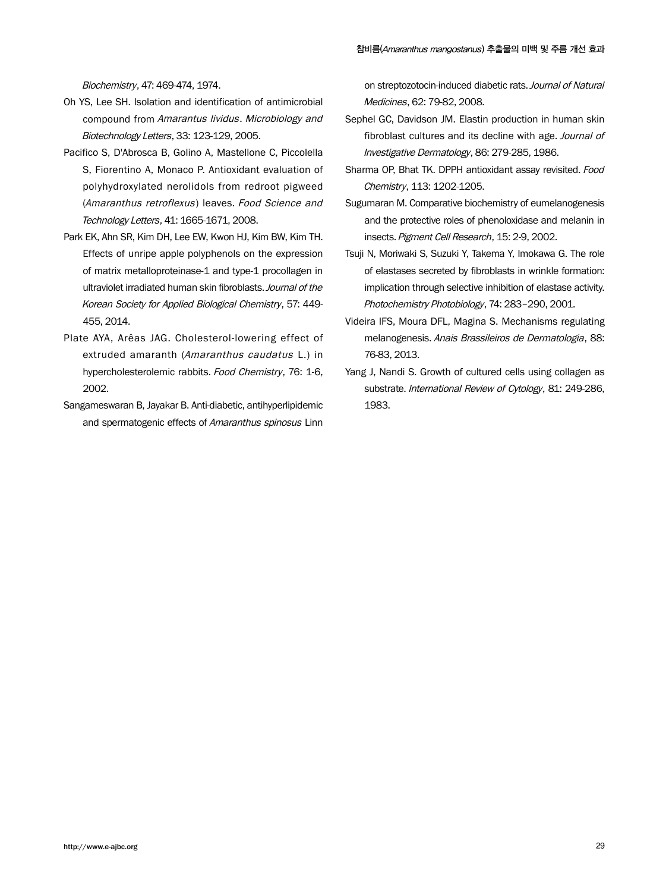*Biochemistry*, 47: 469-474, 1974.

Oh YS, Lee SH. Isolation and identification of antimicrobial compound from *Amarantus lividus*. *Microbiology and Biotechnology Letters*, 33: 123-129, 2005.

Pacifico S, D'Abrosca B, Golino A, Mastellone C, Piccolella S, Fiorentino A, Monaco P. Antioxidant evaluation of polyhydroxylated nerolidols from redroot pigweed (*Amaranthus retroflexus*) leaves. *Food Science and Technology Letters*, 41: 1665-1671, 2008.

Park EK, Ahn SR, Kim DH, Lee EW, Kwon HJ, Kim BW, Kim TH. Effects of unripe apple polyphenols on the expression of matrix metalloproteinase-1 and type-1 procollagen in ultraviolet irradiated human skin fibroblasts. *Journal of the Korean Society for Applied Biological Chemistry*, 57: 449-455, 2014.

Plate AYA, Arêas JAG. Cholesterol-lowering effect of extruded amaranth (*Amaranthus caudatus* L.) in hypercholesterolemic rabbits. *Food Chemistry*, 76: 1-6, 2002.

Sangameswaran B, Jayakar B. Anti-diabetic, antihyperlipidemic and spermatogenic effects of *Amaranthus spinosus* Linn on streptozotocin-induced diabetic rats. *Journal of Natural Medicines*, 62: 79-82, 2008.

Sephel GC, Davidson JM. Elastin production in human skin fibroblast cultures and its decline with age. *Journal of Investigative Dermatology*, 86: 279-285, 1986.

Sharma OP, Bhat TK. DPPH antioxidant assay revisited. *Food Chemistry*, 113: 1202-1205.

Sugumaran M. Comparative biochemistry of eumelanogenesis and the protective roles of phenoloxidase and melanin in insects. *Pigment Cell Research*, 15: 2-9, 2002.

Tsuji N, Moriwaki S, Suzuki Y, Takema Y, Imokawa G. The role of elastases secreted by fibroblasts in wrinkle formation: implication through selective inhibition of elastase activity. *Photochemistry Photobiology*, 74: 283–290, 2001.

Videira IFS, Moura DFL, Magina S. Mechanisms regulating melanogenesis. *Anais Brassileiros de Dermatologia*, 88: 76-83, 2013.

Yang J, Nandi S. Growth of cultured cells using collagen as substrate. *International Review of Cytology*, 81: 249-286, 1983.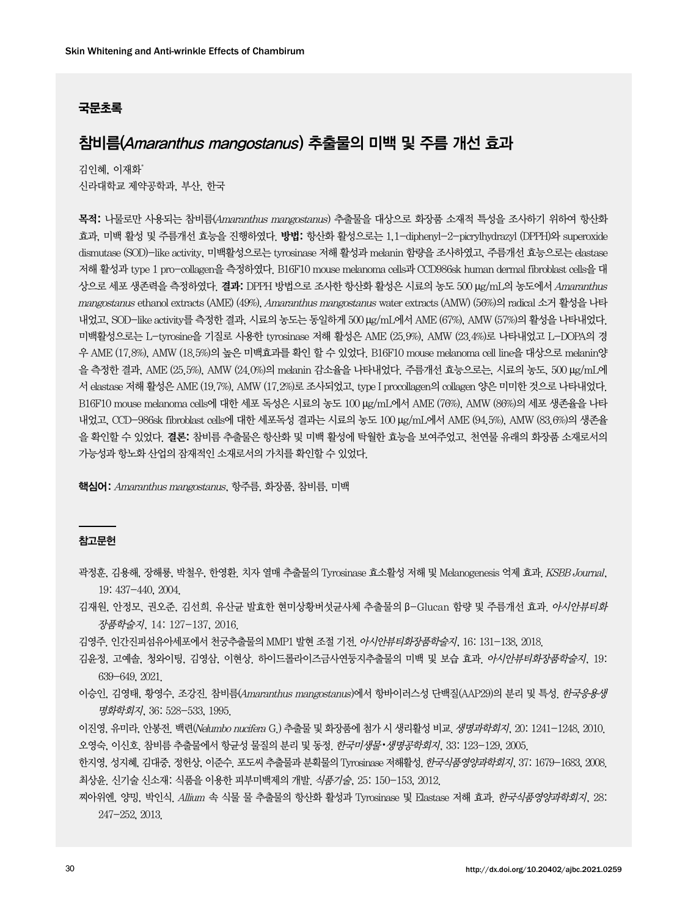## 국문초록

# 참비름(*Amaranthus mangostanus*) 추출물의 미백 및 주름 개선 효과

김인혜, 이재화*

신라대학교 제약공학과, 부산, 한국

**목적:** 나물로만 사용되는 참비름(*Amaranthus mangostanus*) 추출물을 대상으로 화장품 소재적 특성을 조사하기 위하여 항산화 효과, 미백 활성 및 주름개선 효능을 진행하였다. **방법:** 항산화 활성으로는 1,1-diphenyl-2-picrylhydrazyl (DPPH)와 superoxide dismutase (SOD)-like activity, 미백활성으로는 tyrosinase 저해 활성과 melanin 함량을 조사하였고, 주름개선 효능으로는 elastase 저해 활성과 type 1 pro-collagen을 측정하였다. B16F10 mouse melanoma cells과 CCD986sk human dermal fibroblast cells을 대상으로 세포 생존력을 측정하였다. **결과:** DPPH 방법으로 조사한 항산화 활성은 시료의 농도 500 μg/mL의 농도에서 *Amaranthus mangostanus* ethanol extracts (AME) (49%), *Amaranthus mangostanus* water extracts (AMW) (56%)의 radical 소거 활성을 나타내었고, SOD-like activity를 측정한 결과, 시료의 농도는 동일하게 500 μg/mL에서 AME (67%), AMW (57%)의 활성을 나타내었다. 미백활성으로는 L-tyrosine을 기질로 사용한 tyrosinase 저해 활성은 AME (25.9%), AMW (23.4%)로 나타내었고 L-DOPA의 경우 AME (17.8%), AMW (18.5%)의 높은 미백효과를 확인 할 수 있었다. B16F10 mouse melanoma cell line을 대상으로 melanin양을 측정한 결과, AME (25.5%), AMW (24.0%)의 melanin 감소율을 나타내었다. 주름개선 효능으로는, 시료의 농도, 500 μg/mL에서 elastase 저해 활성은 AME (19.7%), AMW (17.2%)로 조사되었고, type I procollagen의 collagen 양은 미미한 것으로 나타내었다. B16F10 mouse melanoma cells에 대한 세포 독성은 시료의 농도 100 μg/mL에서 AME (76%), AMW (86%)의 세포 생존율을 나타내었고, CCD-986sk fibroblast cells에 대한 세포독성 결과는 시료의 농도 100 μg/mL에서 AME (94.5%), AMW (83.6%)의 생존율을 확인할 수 있었다. **결론:** 참비름 추출물은 항산화 및 미백 활성에 탁월한 효능을 보여주었고, 천연물 유래의 화장품 소재로서의 가능성과 항노화 산업의 잠재적인 소재로서의 가치를 확인할 수 있었다.

**핵심어:** *Amaranthus mangostanus*, 항주름, 화장품, 참비름, 미백

## 참고문헌

곽정훈, 김용해, 장해룡, 박철우, 한영환. 치자 열매 추출물의 Tyrosinase 효소활성 저해 및 Melanogenesis 억제 효과. *KSBB Journal*, 19: 437-440, 2004.

김재원, 안정모, 권오준, 김선희. 유산균 발효한 현미상황버섯균사체 추출물의 β-Glucan 함량 및 주름개선 효과. *아시안뷰티화장품학술지*, 14: 127-137, 2016.

김영주. 인간진피섬유아세포에서 천궁추출물의 MMP1 발현 조절 기전. *아시안뷰티화장품학술지*, 16: 131-138, 2018.

김윤정, 고예솔, 칭와이팅, 김영삼, 이현상. 하이드롤라이즈금사연둥지추출물의 미백 및 보습 효과. *아시안뷰티화장품학술지*, 19: 639-649, 2021.

이승인, 김영태, 황영수, 조강진. 참비름(*Amaranthus mangostanus*)에서 항바이러스성 단백질(AAP29)의 분리 및 특성. *한국응용생명화학회지*, 36: 528-533, 1995.

이진영, 유미라, 안봉전. 백련(*Nelumbo nucifera* G.) 추출물 및 화장품에 첨가 시 생리활성 비교. *생명과학회지*, 20: 1241-1248, 2010.

오영숙, 이신호. 참비름 추출물에서 항균성 물질의 분리 및 동정. *한국미생물·생명공학회지*, 33: 123-129, 2005.

한지영, 성지혜, 김대중, 정헌상, 이준수. 포도씨 추출물과 분획물의 Tyrosinase 저해활성. *한국식품영양과학회지*, 37: 1679-1683, 2008.

최상윤. 신기술 신소재: 식품을 이용한 피부미백제의 개발. *식품기술*, 25: 150-153, 2012.

찌아위엔, 양밍, 박인식. *Allium* 속 식물 물 추출물의 항산화 활성과 Tyrosinase 및 Elastase 저해 효과. *한국식품영양과학회지*, 28: 247-252, 2013.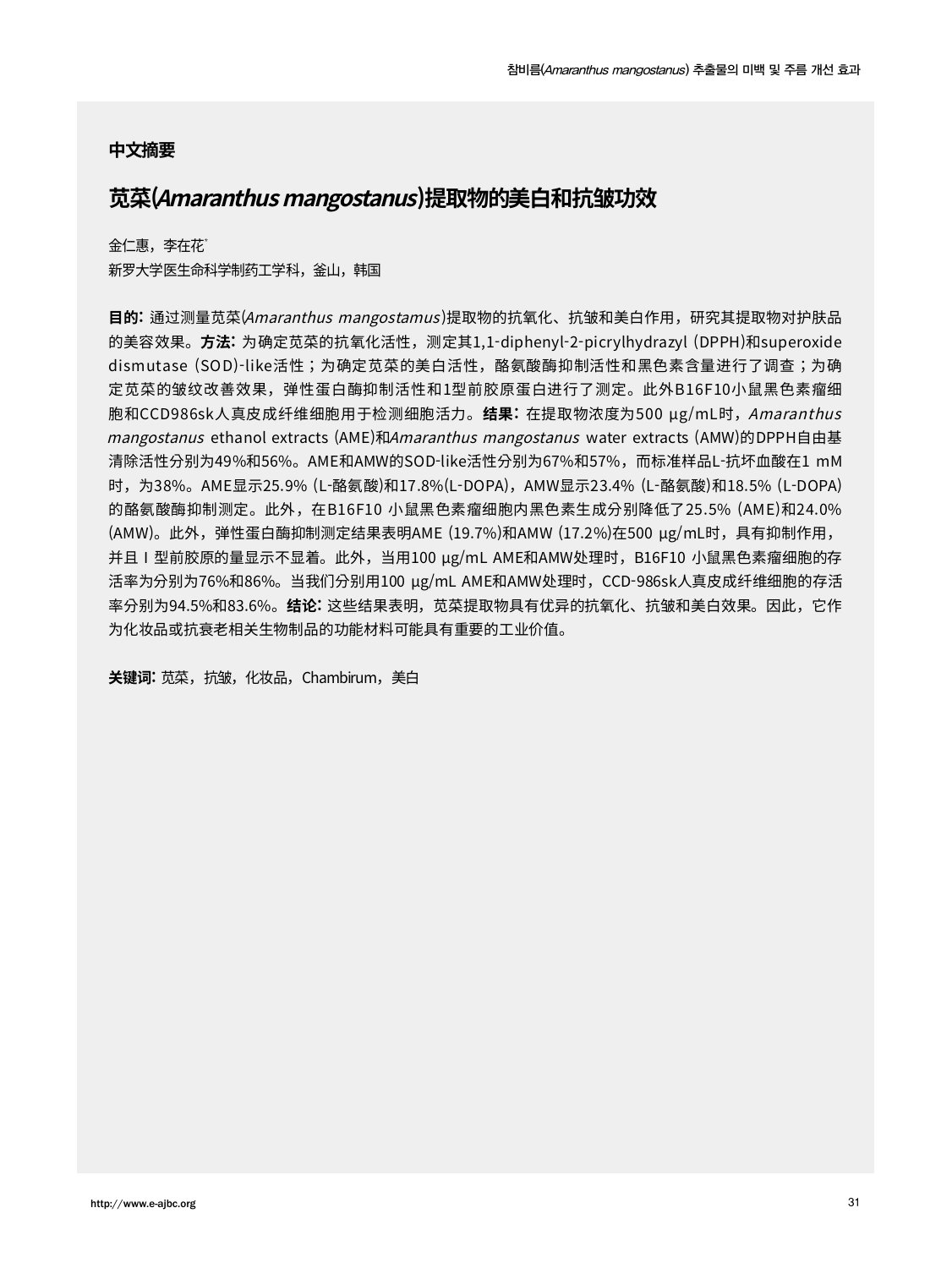## 中文摘要

# 苋菜(*Amaranthus mangostanus*)提取物的美白和抗皱功效

金仁惠，李在花*

新罗大学医生命科学制药工学科，釜山，韩国

**目的:** 通过测量苋菜(*Amaranthus mangostamus*)提取物的抗氧化、抗皱和美白作用，研究其提取物对护肤品的美容效果。**方法:** 为确定苋菜的抗氧化活性，测定其1,1-diphenyl-2-picrylhydrazyl (DPPH)和superoxide dismutase (SOD)-like活性；为确定苋菜的美白活性，酪氨酸酶抑制活性和黑色素含量进行了调查；为确定苋菜的皱纹改善效果，弹性蛋白酶抑制活性和1型前胶原蛋白进行了测定。此外B16F10小鼠黑色素瘤细胞和CCD986sk人真皮成纤维细胞用于检测细胞活力。**结果:** 在提取物浓度为500 μg/mL时，*Amaranthus mangostanus* ethanol extracts (AME)和*Amaranthus mangostanus* water extracts (AMW)的DPPH自由基清除活性分别为49%和56%。AME和AMW的SOD-like活性分别为67%和57%，而标准样品L-抗坏血酸在1 mM时，为38%。AME显示25.9% (L-酪氨酸)和17.8%(L-DOPA)，AMW显示23.4% (L-酪氨酸)和18.5% (L-DOPA)的酪氨酸酶抑制测定。此外，在B16F10 小鼠黑色素瘤细胞内黑色素生成分别降低了25.5% (AME)和24.0% (AMW)。此外，弹性蛋白酶抑制测定结果表明AME (19.7%)和AMW (17.2%)在500 μg/mL时，具有抑制作用，并且 I 型前胶原的量显示不显着。此外，当用100 μg/mL AME和AMW处理时，B16F10 小鼠黑色素瘤细胞的存活率为分别为76%和86%。当我们分别用100 μg/mL AME和AMW处理时，CCD-986sk人真皮成纤维细胞的存活率分别为94.5%和83.6%。**结论:** 这些结果表明，苋菜提取物具有优异的抗氧化、抗皱和美白效果。因此，它作为化妆品或抗衰老相关生物制品的功能材料可能具有重要的工业价值。

**关键词:** 苋菜，抗皱，化妆品，Chambirum，美白